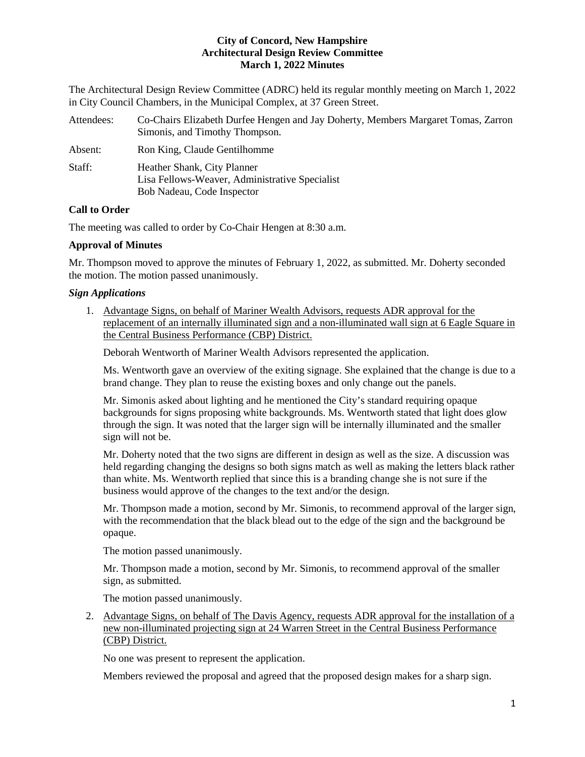**City of Concord, New Hampshire**
**Architectural Design Review Committee**
**March 1, 2022 Minutes**

The Architectural Design Review Committee (ADRC) held its regular monthly meeting on March 1, 2022 in City Council Chambers, in the Municipal Complex, at 37 Green Street.

Attendees: Co-Chairs Elizabeth Durfee Hengen and Jay Doherty, Members Margaret Tomas, Zarron Simonis, and Timothy Thompson.

Absent: Ron King, Claude Gentilhomme

Staff: Heather Shank, City Planner
Lisa Fellows-Weaver, Administrative Specialist
Bob Nadeau, Code Inspector

**Call to Order**

The meeting was called to order by Co-Chair Hengen at 8:30 a.m.

**Approval of Minutes**

Mr. Thompson moved to approve the minutes of February 1, 2022, as submitted. Mr. Doherty seconded the motion. The motion passed unanimously.

***Sign Applications***

1. Advantage Signs, on behalf of Mariner Wealth Advisors, requests ADR approval for the replacement of an internally illuminated sign and a non-illuminated wall sign at 6 Eagle Square in the Central Business Performance (CBP) District.

   Deborah Wentworth of Mariner Wealth Advisors represented the application.

   Ms. Wentworth gave an overview of the exiting signage. She explained that the change is due to a brand change. They plan to reuse the existing boxes and only change out the panels.

   Mr. Simonis asked about lighting and he mentioned the City's standard requiring opaque backgrounds for signs proposing white backgrounds. Ms. Wentworth stated that light does glow through the sign. It was noted that the larger sign will be internally illuminated and the smaller sign will not be.

   Mr. Doherty noted that the two signs are different in design as well as the size. A discussion was held regarding changing the designs so both signs match as well as making the letters black rather than white. Ms. Wentworth replied that since this is a branding change she is not sure if the business would approve of the changes to the text and/or the design.

   Mr. Thompson made a motion, second by Mr. Simonis, to recommend approval of the larger sign, with the recommendation that the black blead out to the edge of the sign and the background be opaque.

   The motion passed unanimously.

   Mr. Thompson made a motion, second by Mr. Simonis, to recommend approval of the smaller sign, as submitted.

   The motion passed unanimously.

2. Advantage Signs, on behalf of The Davis Agency, requests ADR approval for the installation of a new non-illuminated projecting sign at 24 Warren Street in the Central Business Performance (CBP) District.

   No one was present to represent the application.

   Members reviewed the proposal and agreed that the proposed design makes for a sharp sign.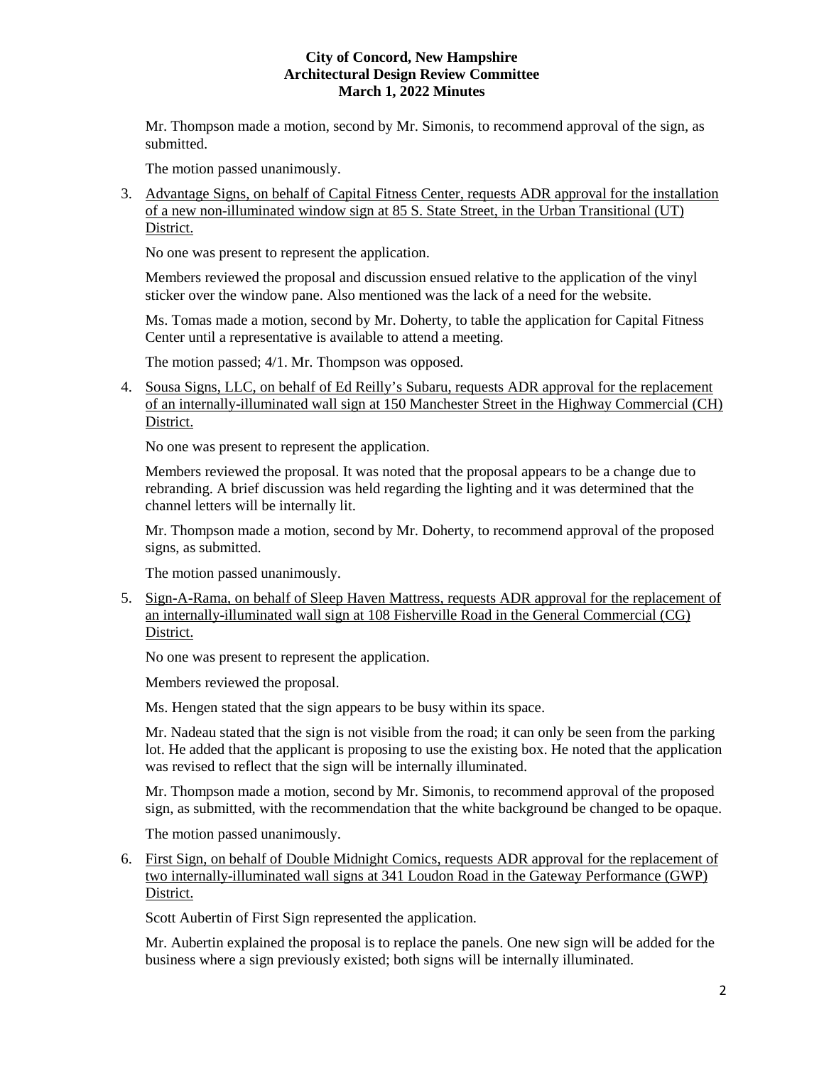Mr. Thompson made a motion, second by Mr. Simonis, to recommend approval of the sign, as submitted.

The motion passed unanimously.

3. <u>Advantage Signs, on behalf of Capital Fitness Center, requests ADR approval for the installation of a new non-illuminated window sign at 85 S. State Street, in the Urban Transitional (UT) District.</u>

   No one was present to represent the application.

   Members reviewed the proposal and discussion ensued relative to the application of the vinyl sticker over the window pane. Also mentioned was the lack of a need for the website.

   Ms. Tomas made a motion, second by Mr. Doherty, to table the application for Capital Fitness Center until a representative is available to attend a meeting.

   The motion passed; 4/1. Mr. Thompson was opposed.

4. <u>Sousa Signs, LLC, on behalf of Ed Reilly's Subaru, requests ADR approval for the replacement of an internally-illuminated wall sign at 150 Manchester Street in the Highway Commercial (CH) District.</u>

   No one was present to represent the application.

   Members reviewed the proposal. It was noted that the proposal appears to be a change due to rebranding. A brief discussion was held regarding the lighting and it was determined that the channel letters will be internally lit.

   Mr. Thompson made a motion, second by Mr. Doherty, to recommend approval of the proposed signs, as submitted.

   The motion passed unanimously.

5. <u>Sign-A-Rama, on behalf of Sleep Haven Mattress, requests ADR approval for the replacement of an internally-illuminated wall sign at 108 Fisherville Road in the General Commercial (CG) District.</u>

   No one was present to represent the application.

   Members reviewed the proposal.

   Ms. Hengen stated that the sign appears to be busy within its space.

   Mr. Nadeau stated that the sign is not visible from the road; it can only be seen from the parking lot. He added that the applicant is proposing to use the existing box. He noted that the application was revised to reflect that the sign will be internally illuminated.

   Mr. Thompson made a motion, second by Mr. Simonis, to recommend approval of the proposed sign, as submitted, with the recommendation that the white background be changed to be opaque.

   The motion passed unanimously.

6. <u>First Sign, on behalf of Double Midnight Comics, requests ADR approval for the replacement of two internally-illuminated wall signs at 341 Loudon Road in the Gateway Performance (GWP) District.</u>

   Scott Aubertin of First Sign represented the application.

   Mr. Aubertin explained the proposal is to replace the panels. One new sign will be added for the business where a sign previously existed; both signs will be internally illuminated.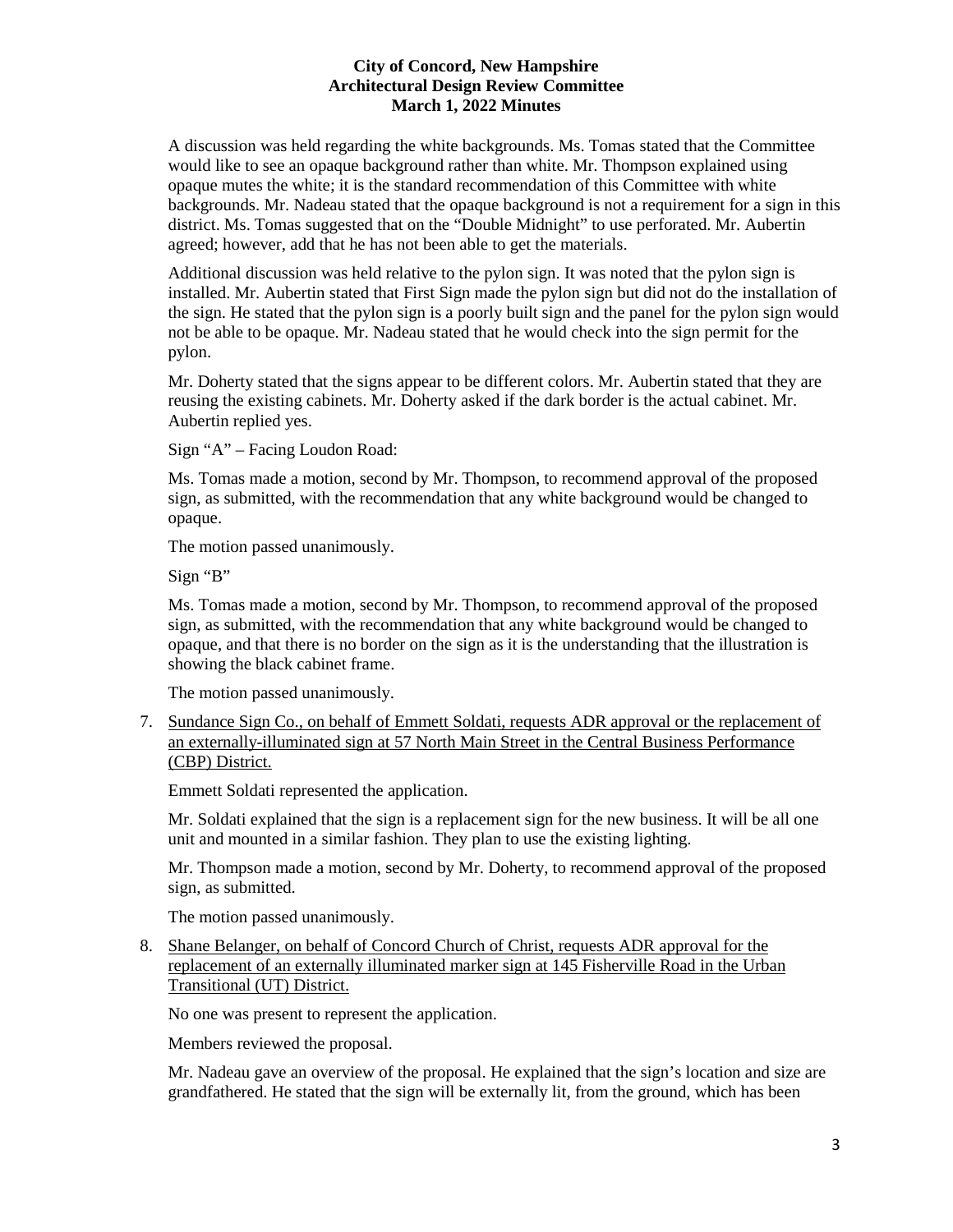A discussion was held regarding the white backgrounds. Ms. Tomas stated that the Committee would like to see an opaque background rather than white. Mr. Thompson explained using opaque mutes the white; it is the standard recommendation of this Committee with white backgrounds. Mr. Nadeau stated that the opaque background is not a requirement for a sign in this district. Ms. Tomas suggested that on the "Double Midnight" to use perforated. Mr. Aubertin agreed; however, add that he has not been able to get the materials.

Additional discussion was held relative to the pylon sign. It was noted that the pylon sign is installed. Mr. Aubertin stated that First Sign made the pylon sign but did not do the installation of the sign. He stated that the pylon sign is a poorly built sign and the panel for the pylon sign would not be able to be opaque. Mr. Nadeau stated that he would check into the sign permit for the pylon.

Mr. Doherty stated that the signs appear to be different colors. Mr. Aubertin stated that they are reusing the existing cabinets. Mr. Doherty asked if the dark border is the actual cabinet. Mr. Aubertin replied yes.

Sign "A" – Facing Loudon Road:

Ms. Tomas made a motion, second by Mr. Thompson, to recommend approval of the proposed sign, as submitted, with the recommendation that any white background would be changed to opaque.

The motion passed unanimously.

Sign "B"

Ms. Tomas made a motion, second by Mr. Thompson, to recommend approval of the proposed sign, as submitted, with the recommendation that any white background would be changed to opaque, and that there is no border on the sign as it is the understanding that the illustration is showing the black cabinet frame.

The motion passed unanimously.

7. Sundance Sign Co., on behalf of Emmett Soldati, requests ADR approval or the replacement of an externally-illuminated sign at 57 North Main Street in the Central Business Performance (CBP) District.

   Emmett Soldati represented the application.

   Mr. Soldati explained that the sign is a replacement sign for the new business. It will be all one unit and mounted in a similar fashion. They plan to use the existing lighting.

   Mr. Thompson made a motion, second by Mr. Doherty, to recommend approval of the proposed sign, as submitted.

   The motion passed unanimously.

8. Shane Belanger, on behalf of Concord Church of Christ, requests ADR approval for the replacement of an externally illuminated marker sign at 145 Fisherville Road in the Urban Transitional (UT) District.

   No one was present to represent the application.

   Members reviewed the proposal.

   Mr. Nadeau gave an overview of the proposal. He explained that the sign's location and size are grandfathered. He stated that the sign will be externally lit, from the ground, which has been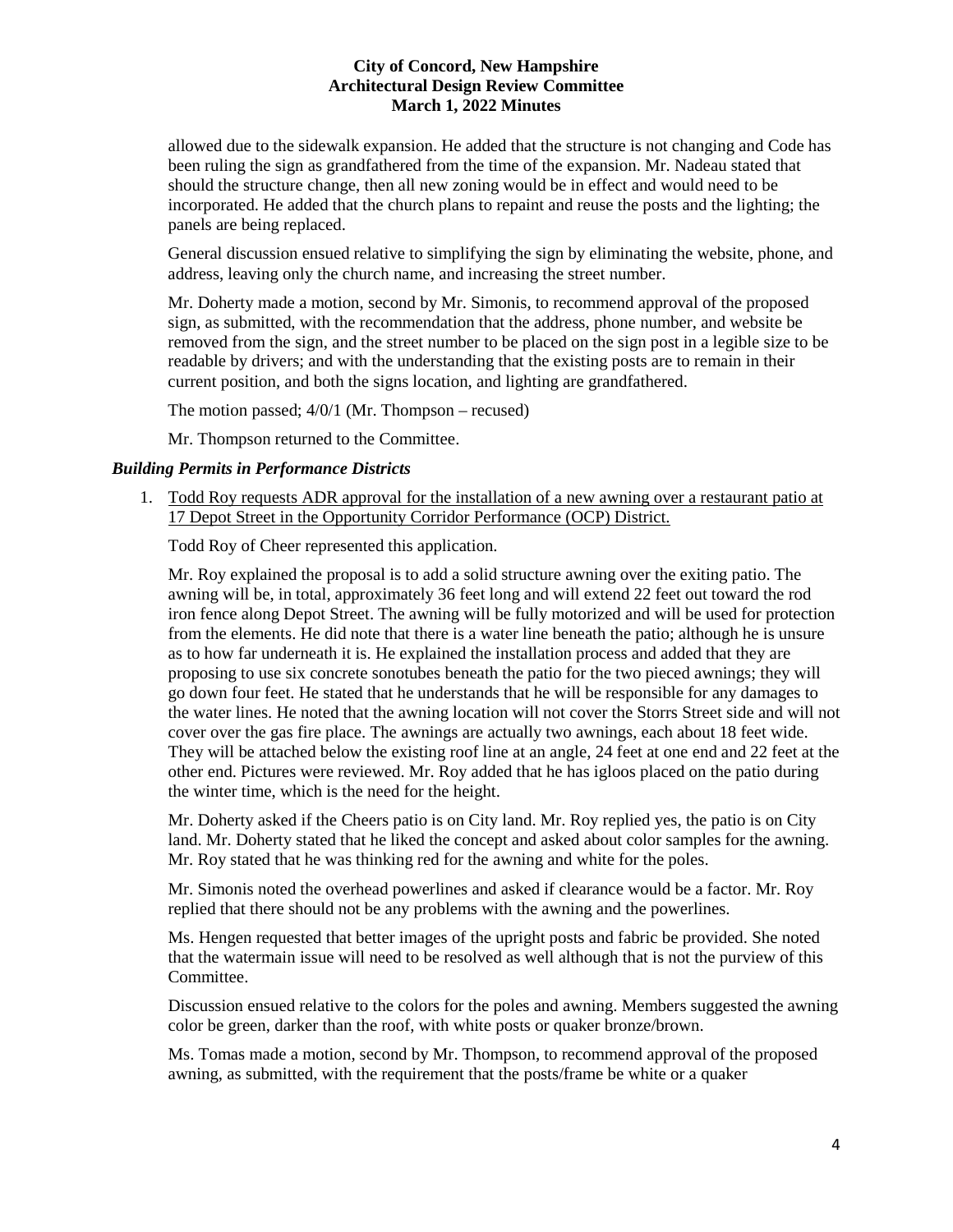allowed due to the sidewalk expansion. He added that the structure is not changing and Code has been ruling the sign as grandfathered from the time of the expansion. Mr. Nadeau stated that should the structure change, then all new zoning would be in effect and would need to be incorporated. He added that the church plans to repaint and reuse the posts and the lighting; the panels are being replaced.

General discussion ensued relative to simplifying the sign by eliminating the website, phone, and address, leaving only the church name, and increasing the street number.

Mr. Doherty made a motion, second by Mr. Simonis, to recommend approval of the proposed sign, as submitted, with the recommendation that the address, phone number, and website be removed from the sign, and the street number to be placed on the sign post in a legible size to be readable by drivers; and with the understanding that the existing posts are to remain in their current position, and both the signs location, and lighting are grandfathered.

The motion passed; 4/0/1 (Mr. Thompson – recused)

Mr. Thompson returned to the Committee.

### *Building Permits in Performance Districts*

1. Todd Roy requests ADR approval for the installation of a new awning over a restaurant patio at 17 Depot Street in the Opportunity Corridor Performance (OCP) District.

   Todd Roy of Cheer represented this application.

   Mr. Roy explained the proposal is to add a solid structure awning over the exiting patio. The awning will be, in total, approximately 36 feet long and will extend 22 feet out toward the rod iron fence along Depot Street. The awning will be fully motorized and will be used for protection from the elements. He did note that there is a water line beneath the patio; although he is unsure as to how far underneath it is. He explained the installation process and added that they are proposing to use six concrete sonotubes beneath the patio for the two pieced awnings; they will go down four feet. He stated that he understands that he will be responsible for any damages to the water lines. He noted that the awning location will not cover the Storrs Street side and will not cover over the gas fire place. The awnings are actually two awnings, each about 18 feet wide. They will be attached below the existing roof line at an angle, 24 feet at one end and 22 feet at the other end. Pictures were reviewed. Mr. Roy added that he has igloos placed on the patio during the winter time, which is the need for the height.

   Mr. Doherty asked if the Cheers patio is on City land. Mr. Roy replied yes, the patio is on City land. Mr. Doherty stated that he liked the concept and asked about color samples for the awning. Mr. Roy stated that he was thinking red for the awning and white for the poles.

   Mr. Simonis noted the overhead powerlines and asked if clearance would be a factor. Mr. Roy replied that there should not be any problems with the awning and the powerlines.

   Ms. Hengen requested that better images of the upright posts and fabric be provided. She noted that the watermain issue will need to be resolved as well although that is not the purview of this Committee.

   Discussion ensued relative to the colors for the poles and awning. Members suggested the awning color be green, darker than the roof, with white posts or quaker bronze/brown.

   Ms. Tomas made a motion, second by Mr. Thompson, to recommend approval of the proposed awning, as submitted, with the requirement that the posts/frame be white or a quaker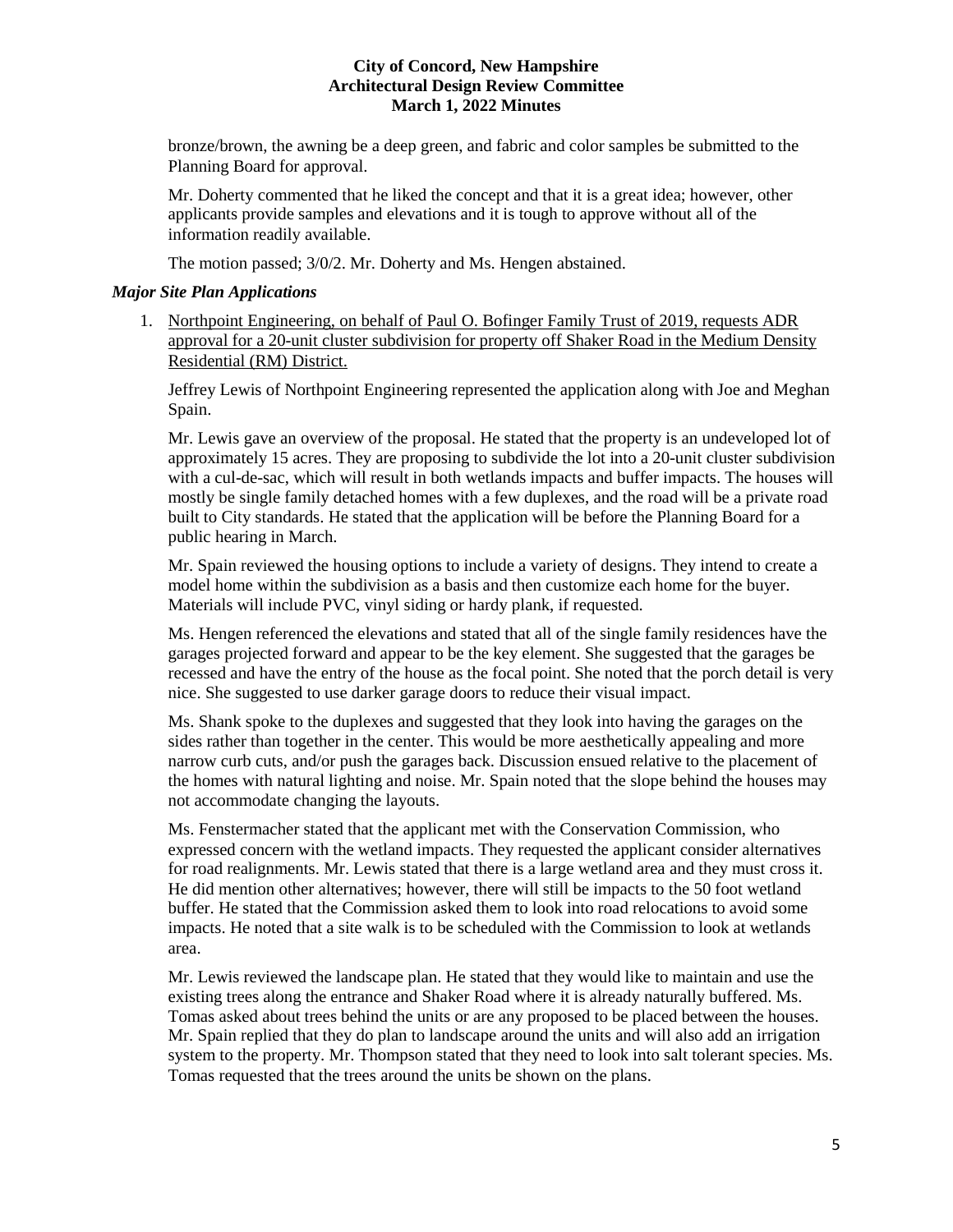bronze/brown, the awning be a deep green, and fabric and color samples be submitted to the Planning Board for approval.

Mr. Doherty commented that he liked the concept and that it is a great idea; however, other applicants provide samples and elevations and it is tough to approve without all of the information readily available.

The motion passed; 3/0/2. Mr. Doherty and Ms. Hengen abstained.

### *Major Site Plan Applications*

1. Northpoint Engineering, on behalf of Paul O. Bofinger Family Trust of 2019, requests ADR approval for a 20-unit cluster subdivision for property off Shaker Road in the Medium Density Residential (RM) District.

   Jeffrey Lewis of Northpoint Engineering represented the application along with Joe and Meghan Spain.

   Mr. Lewis gave an overview of the proposal. He stated that the property is an undeveloped lot of approximately 15 acres. They are proposing to subdivide the lot into a 20-unit cluster subdivision with a cul-de-sac, which will result in both wetlands impacts and buffer impacts. The houses will mostly be single family detached homes with a few duplexes, and the road will be a private road built to City standards. He stated that the application will be before the Planning Board for a public hearing in March.

   Mr. Spain reviewed the housing options to include a variety of designs. They intend to create a model home within the subdivision as a basis and then customize each home for the buyer. Materials will include PVC, vinyl siding or hardy plank, if requested.

   Ms. Hengen referenced the elevations and stated that all of the single family residences have the garages projected forward and appear to be the key element. She suggested that the garages be recessed and have the entry of the house as the focal point. She noted that the porch detail is very nice. She suggested to use darker garage doors to reduce their visual impact.

   Ms. Shank spoke to the duplexes and suggested that they look into having the garages on the sides rather than together in the center. This would be more aesthetically appealing and more narrow curb cuts, and/or push the garages back. Discussion ensued relative to the placement of the homes with natural lighting and noise. Mr. Spain noted that the slope behind the houses may not accommodate changing the layouts.

   Ms. Fenstermacher stated that the applicant met with the Conservation Commission, who expressed concern with the wetland impacts. They requested the applicant consider alternatives for road realignments. Mr. Lewis stated that there is a large wetland area and they must cross it. He did mention other alternatives; however, there will still be impacts to the 50 foot wetland buffer. He stated that the Commission asked them to look into road relocations to avoid some impacts. He noted that a site walk is to be scheduled with the Commission to look at wetlands area.

   Mr. Lewis reviewed the landscape plan. He stated that they would like to maintain and use the existing trees along the entrance and Shaker Road where it is already naturally buffered. Ms. Tomas asked about trees behind the units or are any proposed to be placed between the houses. Mr. Spain replied that they do plan to landscape around the units and will also add an irrigation system to the property. Mr. Thompson stated that they need to look into salt tolerant species. Ms. Tomas requested that the trees around the units be shown on the plans.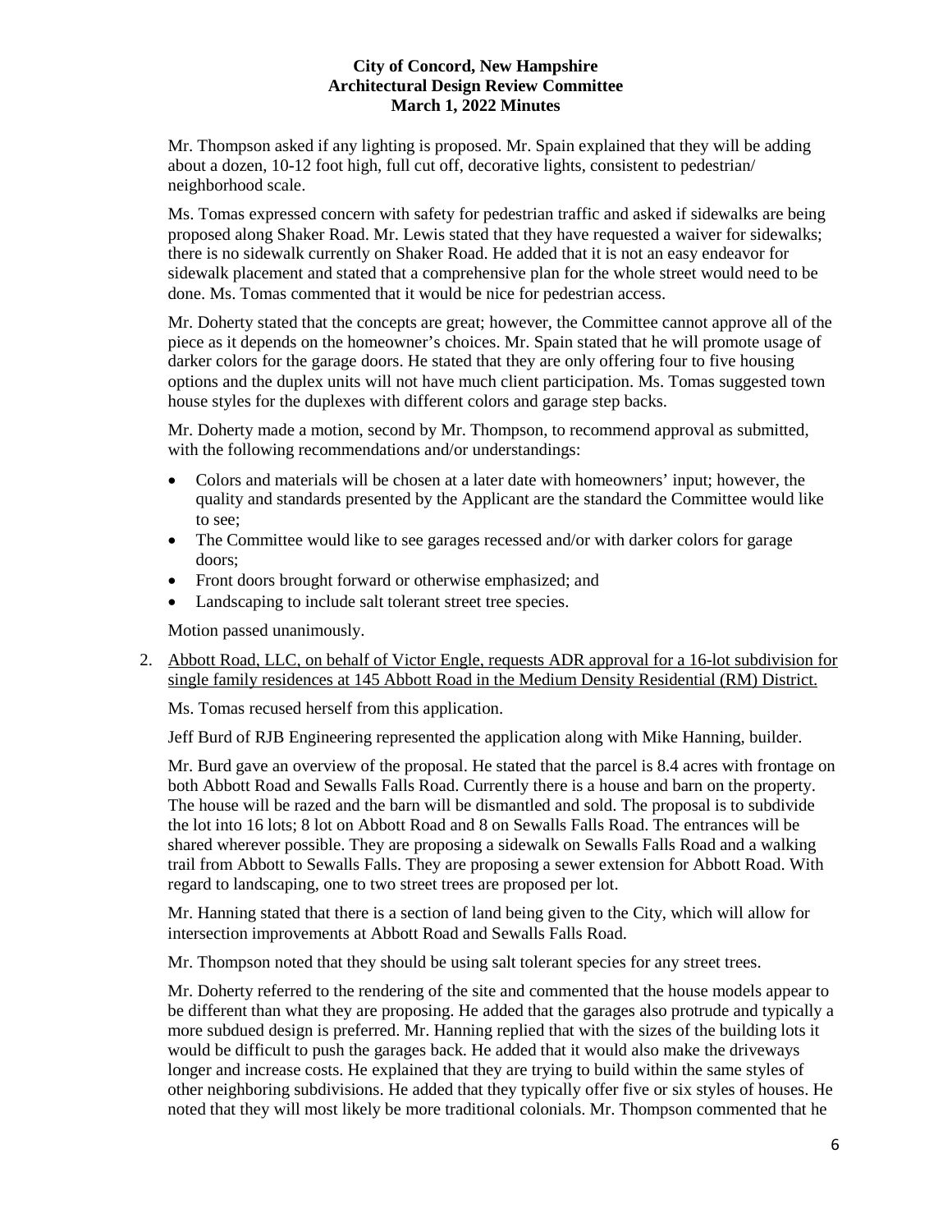Mr. Thompson asked if any lighting is proposed. Mr. Spain explained that they will be adding about a dozen, 10-12 foot high, full cut off, decorative lights, consistent to pedestrian/ neighborhood scale.

Ms. Tomas expressed concern with safety for pedestrian traffic and asked if sidewalks are being proposed along Shaker Road. Mr. Lewis stated that they have requested a waiver for sidewalks; there is no sidewalk currently on Shaker Road. He added that it is not an easy endeavor for sidewalk placement and stated that a comprehensive plan for the whole street would need to be done. Ms. Tomas commented that it would be nice for pedestrian access.

Mr. Doherty stated that the concepts are great; however, the Committee cannot approve all of the piece as it depends on the homeowner's choices. Mr. Spain stated that he will promote usage of darker colors for the garage doors. He stated that they are only offering four to five housing options and the duplex units will not have much client participation. Ms. Tomas suggested town house styles for the duplexes with different colors and garage step backs.

Mr. Doherty made a motion, second by Mr. Thompson, to recommend approval as submitted, with the following recommendations and/or understandings:

- Colors and materials will be chosen at a later date with homeowners' input; however, the quality and standards presented by the Applicant are the standard the Committee would like to see;
- The Committee would like to see garages recessed and/or with darker colors for garage doors;
- Front doors brought forward or otherwise emphasized; and
- Landscaping to include salt tolerant street tree species.

Motion passed unanimously.

2. Abbott Road, LLC, on behalf of Victor Engle, requests ADR approval for a 16-lot subdivision for single family residences at 145 Abbott Road in the Medium Density Residential (RM) District.

Ms. Tomas recused herself from this application.

Jeff Burd of RJB Engineering represented the application along with Mike Hanning, builder.

Mr. Burd gave an overview of the proposal. He stated that the parcel is 8.4 acres with frontage on both Abbott Road and Sewalls Falls Road. Currently there is a house and barn on the property. The house will be razed and the barn will be dismantled and sold. The proposal is to subdivide the lot into 16 lots; 8 lot on Abbott Road and 8 on Sewalls Falls Road. The entrances will be shared wherever possible. They are proposing a sidewalk on Sewalls Falls Road and a walking trail from Abbott to Sewalls Falls. They are proposing a sewer extension for Abbott Road. With regard to landscaping, one to two street trees are proposed per lot.

Mr. Hanning stated that there is a section of land being given to the City, which will allow for intersection improvements at Abbott Road and Sewalls Falls Road.

Mr. Thompson noted that they should be using salt tolerant species for any street trees.

Mr. Doherty referred to the rendering of the site and commented that the house models appear to be different than what they are proposing. He added that the garages also protrude and typically a more subdued design is preferred. Mr. Hanning replied that with the sizes of the building lots it would be difficult to push the garages back. He added that it would also make the driveways longer and increase costs. He explained that they are trying to build within the same styles of other neighboring subdivisions. He added that they typically offer five or six styles of houses. He noted that they will most likely be more traditional colonials. Mr. Thompson commented that he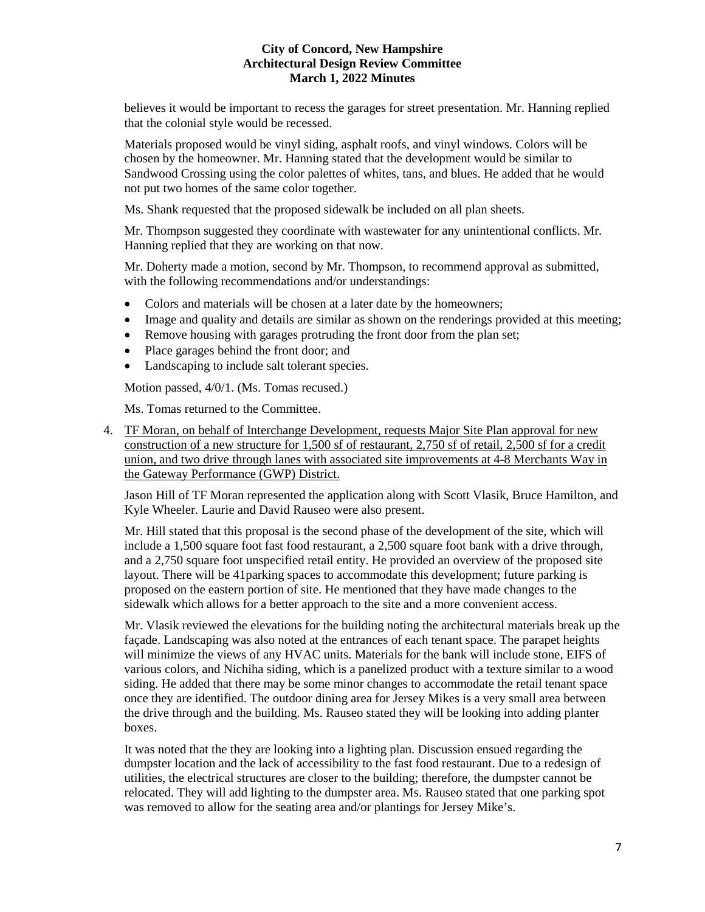believes it would be important to recess the garages for street presentation. Mr. Hanning replied that the colonial style would be recessed.

Materials proposed would be vinyl siding, asphalt roofs, and vinyl windows. Colors will be chosen by the homeowner. Mr. Hanning stated that the development would be similar to Sandwood Crossing using the color palettes of whites, tans, and blues. He added that he would not put two homes of the same color together.

Ms. Shank requested that the proposed sidewalk be included on all plan sheets.

Mr. Thompson suggested they coordinate with wastewater for any unintentional conflicts. Mr. Hanning replied that they are working on that now.

Mr. Doherty made a motion, second by Mr. Thompson, to recommend approval as submitted, with the following recommendations and/or understandings:

- Colors and materials will be chosen at a later date by the homeowners;
- Image and quality and details are similar as shown on the renderings provided at this meeting;
- Remove housing with garages protruding the front door from the plan set;
- Place garages behind the front door; and
- Landscaping to include salt tolerant species.

Motion passed, 4/0/1. (Ms. Tomas recused.)

Ms. Tomas returned to the Committee.

4. <u>TF Moran, on behalf of Interchange Development, requests Major Site Plan approval for new construction of a new structure for 1,500 sf of restaurant, 2,750 sf of retail, 2,500 sf for a credit union, and two drive through lanes with associated site improvements at 4-8 Merchants Way in the Gateway Performance (GWP) District.</u>

   Jason Hill of TF Moran represented the application along with Scott Vlasik, Bruce Hamilton, and Kyle Wheeler. Laurie and David Rauseo were also present.

   Mr. Hill stated that this proposal is the second phase of the development of the site, which will include a 1,500 square foot fast food restaurant, a 2,500 square foot bank with a drive through, and a 2,750 square foot unspecified retail entity. He provided an overview of the proposed site layout. There will be 41parking spaces to accommodate this development; future parking is proposed on the eastern portion of site. He mentioned that they have made changes to the sidewalk which allows for a better approach to the site and a more convenient access.

   Mr. Vlasik reviewed the elevations for the building noting the architectural materials break up the façade. Landscaping was also noted at the entrances of each tenant space. The parapet heights will minimize the views of any HVAC units. Materials for the bank will include stone, EIFS of various colors, and Nichiha siding, which is a panelized product with a texture similar to a wood siding. He added that there may be some minor changes to accommodate the retail tenant space once they are identified. The outdoor dining area for Jersey Mikes is a very small area between the drive through and the building. Ms. Rauseo stated they will be looking into adding planter boxes.

   It was noted that the they are looking into a lighting plan. Discussion ensued regarding the dumpster location and the lack of accessibility to the fast food restaurant. Due to a redesign of utilities, the electrical structures are closer to the building; therefore, the dumpster cannot be relocated. They will add lighting to the dumpster area. Ms. Rauseo stated that one parking spot was removed to allow for the seating area and/or plantings for Jersey Mike's.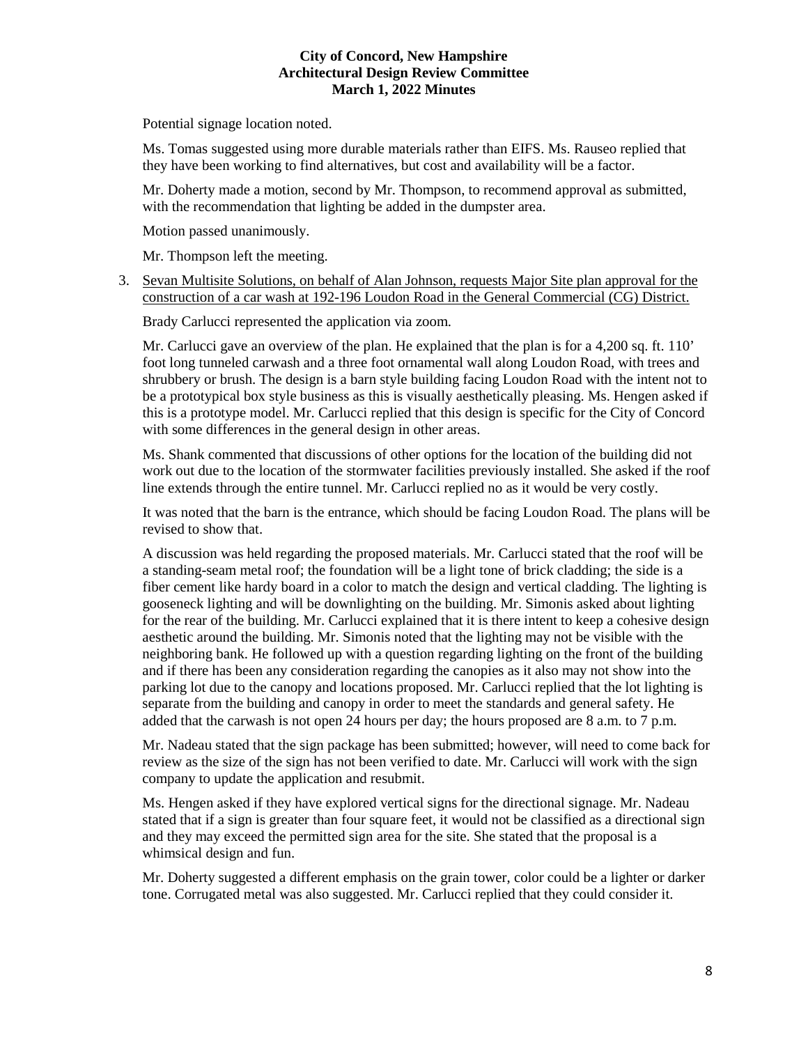Potential signage location noted.

Ms. Tomas suggested using more durable materials rather than EIFS. Ms. Rauseo replied that they have been working to find alternatives, but cost and availability will be a factor.

Mr. Doherty made a motion, second by Mr. Thompson, to recommend approval as submitted, with the recommendation that lighting be added in the dumpster area.

Motion passed unanimously.

Mr. Thompson left the meeting.

3. Sevan Multisite Solutions, on behalf of Alan Johnson, requests Major Site plan approval for the construction of a car wash at 192-196 Loudon Road in the General Commercial (CG) District.

   Brady Carlucci represented the application via zoom.

   Mr. Carlucci gave an overview of the plan. He explained that the plan is for a 4,200 sq. ft. 110' foot long tunneled carwash and a three foot ornamental wall along Loudon Road, with trees and shrubbery or brush. The design is a barn style building facing Loudon Road with the intent not to be a prototypical box style business as this is visually aesthetically pleasing. Ms. Hengen asked if this is a prototype model. Mr. Carlucci replied that this design is specific for the City of Concord with some differences in the general design in other areas.

   Ms. Shank commented that discussions of other options for the location of the building did not work out due to the location of the stormwater facilities previously installed. She asked if the roof line extends through the entire tunnel. Mr. Carlucci replied no as it would be very costly.

   It was noted that the barn is the entrance, which should be facing Loudon Road. The plans will be revised to show that.

   A discussion was held regarding the proposed materials. Mr. Carlucci stated that the roof will be a standing-seam metal roof; the foundation will be a light tone of brick cladding; the side is a fiber cement like hardy board in a color to match the design and vertical cladding. The lighting is gooseneck lighting and will be downlighting on the building. Mr. Simonis asked about lighting for the rear of the building. Mr. Carlucci explained that it is there intent to keep a cohesive design aesthetic around the building. Mr. Simonis noted that the lighting may not be visible with the neighboring bank. He followed up with a question regarding lighting on the front of the building and if there has been any consideration regarding the canopies as it also may not show into the parking lot due to the canopy and locations proposed. Mr. Carlucci replied that the lot lighting is separate from the building and canopy in order to meet the standards and general safety. He added that the carwash is not open 24 hours per day; the hours proposed are 8 a.m. to 7 p.m.

   Mr. Nadeau stated that the sign package has been submitted; however, will need to come back for review as the size of the sign has not been verified to date. Mr. Carlucci will work with the sign company to update the application and resubmit.

   Ms. Hengen asked if they have explored vertical signs for the directional signage. Mr. Nadeau stated that if a sign is greater than four square feet, it would not be classified as a directional sign and they may exceed the permitted sign area for the site. She stated that the proposal is a whimsical design and fun.

   Mr. Doherty suggested a different emphasis on the grain tower, color could be a lighter or darker tone. Corrugated metal was also suggested. Mr. Carlucci replied that they could consider it.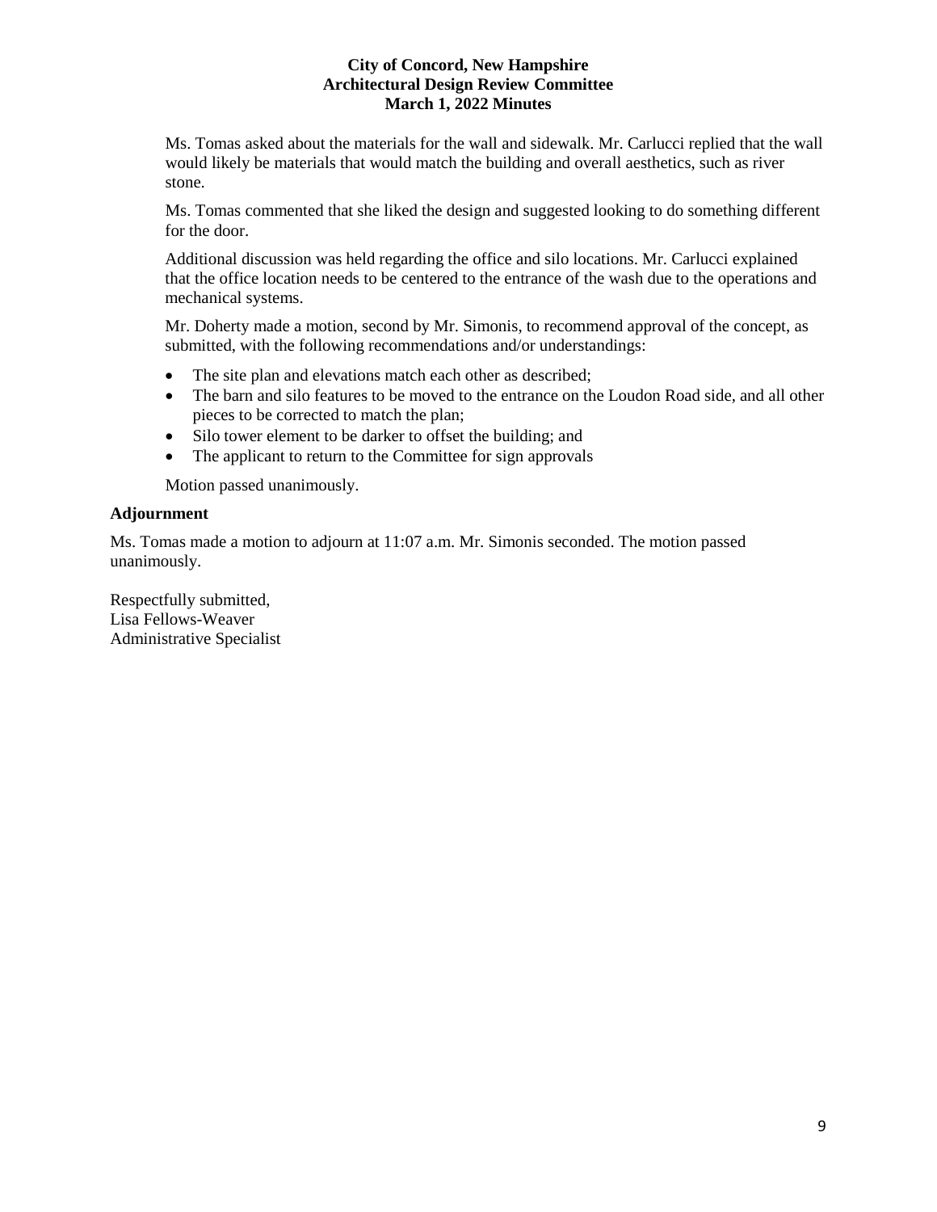Ms. Tomas asked about the materials for the wall and sidewalk. Mr. Carlucci replied that the wall would likely be materials that would match the building and overall aesthetics, such as river stone.

Ms. Tomas commented that she liked the design and suggested looking to do something different for the door.

Additional discussion was held regarding the office and silo locations. Mr. Carlucci explained that the office location needs to be centered to the entrance of the wash due to the operations and mechanical systems.

Mr. Doherty made a motion, second by Mr. Simonis, to recommend approval of the concept, as submitted, with the following recommendations and/or understandings:

- The site plan and elevations match each other as described;
- The barn and silo features to be moved to the entrance on the Loudon Road side, and all other pieces to be corrected to match the plan;
- Silo tower element to be darker to offset the building; and
- The applicant to return to the Committee for sign approvals

Motion passed unanimously.

**Adjournment**

Ms. Tomas made a motion to adjourn at 11:07 a.m. Mr. Simonis seconded. The motion passed unanimously.

Respectfully submitted,
Lisa Fellows-Weaver
Administrative Specialist